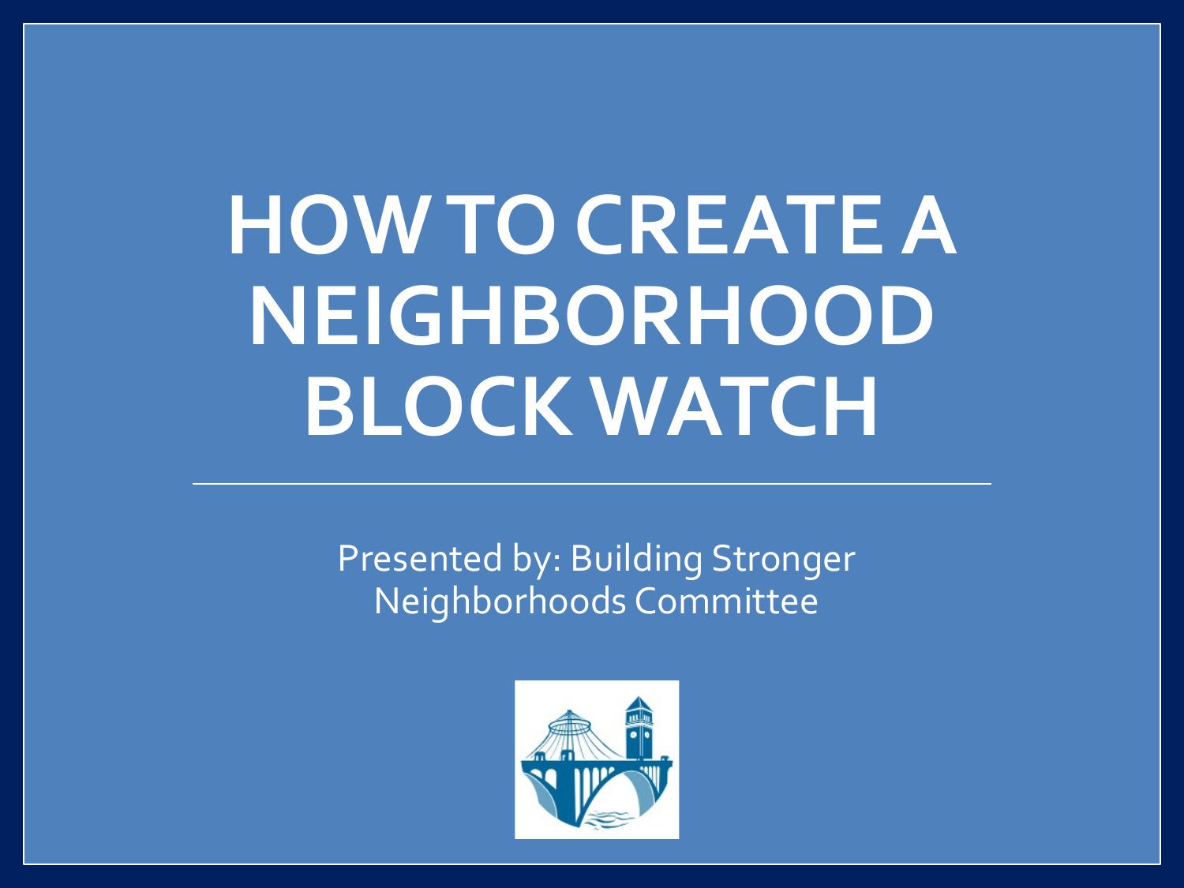# HOW TO CREATE A NEIGHBORHOOD BLOCK WATCH

Presented by: Building Stronger Neighborhoods Committee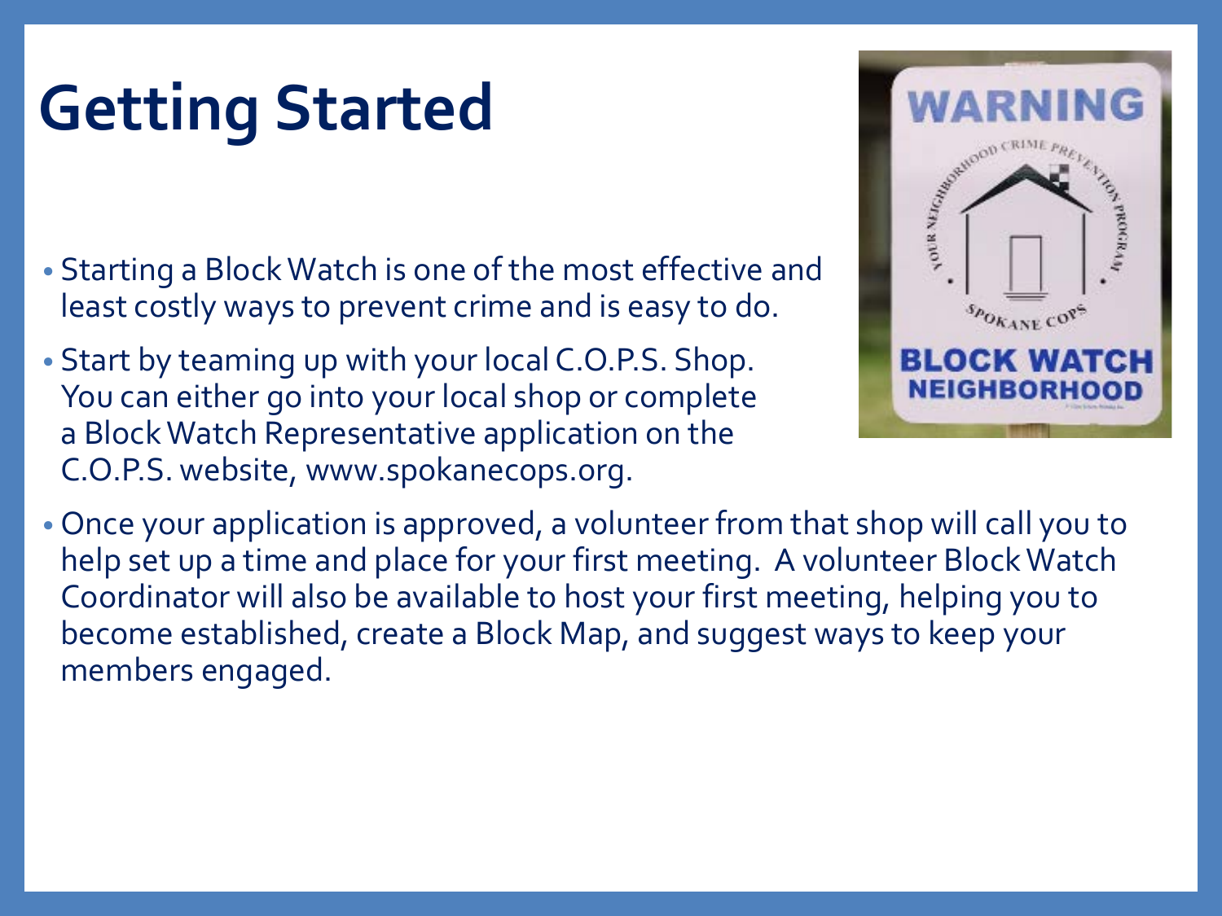# Getting Started

- Starting a Block Watch is one of the most effective and least costly ways to prevent crime and is easy to do.
- Start by teaming up with your local C.O.P.S. Shop. You can either go into your local shop or complete a Block Watch Representative application on the C.O.P.S. website, www.spokanecops.org.
- Once your application is approved, a volunteer from that shop will call you to help set up a time and place for your first meeting. A volunteer Block Watch Coordinator will also be available to host your first meeting, helping you to become established, create a Block Map, and suggest ways to keep your members engaged.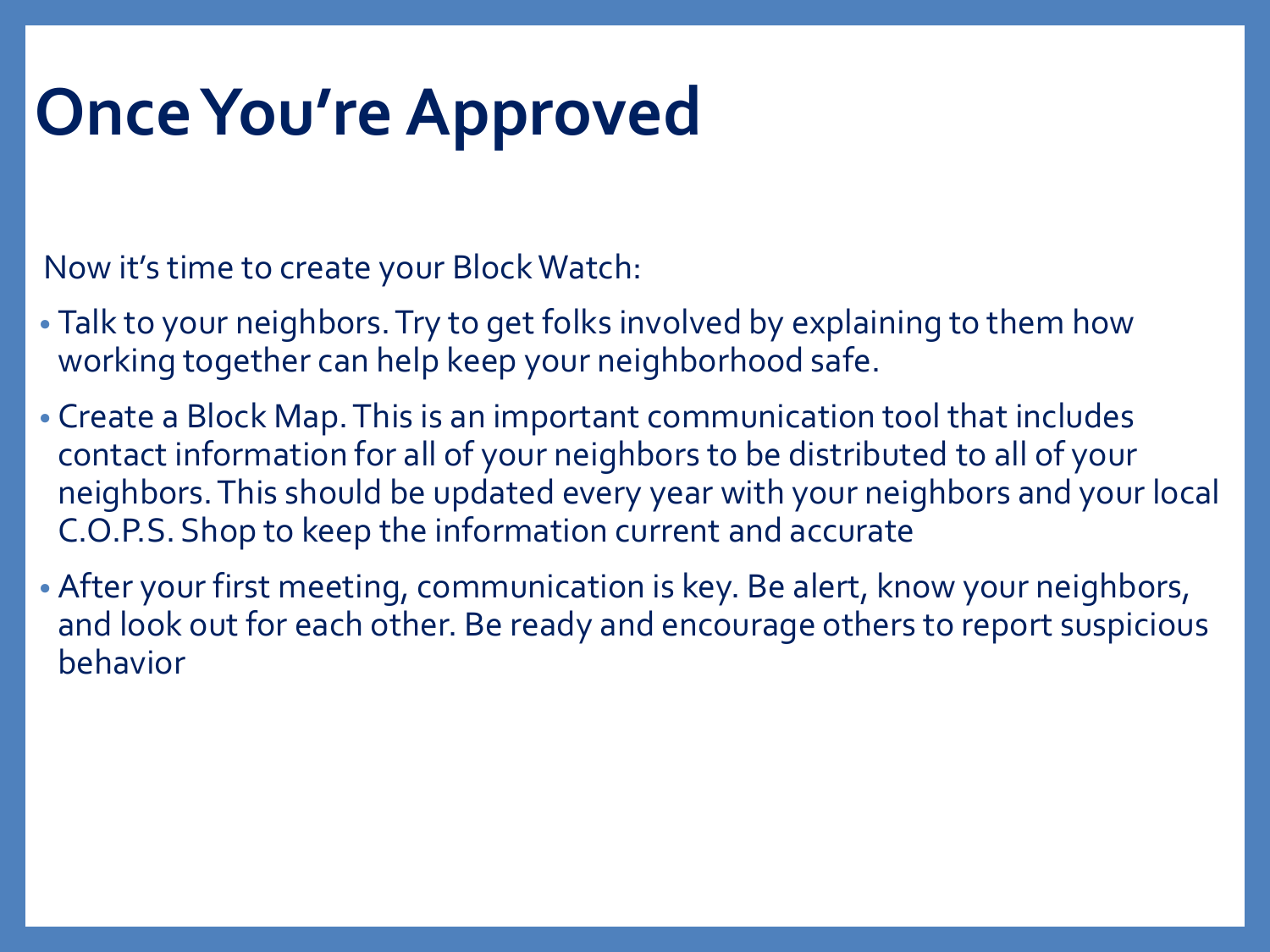# Once You're Approved

Now it's time to create your Block Watch:

- Talk to your neighbors. Try to get folks involved by explaining to them how working together can help keep your neighborhood safe.
- Create a Block Map. This is an important communication tool that includes contact information for all of your neighbors to be distributed to all of your neighbors. This should be updated every year with your neighbors and your local C.O.P.S. Shop to keep the information current and accurate
- After your first meeting, communication is key. Be alert, know your neighbors, and look out for each other. Be ready and encourage others to report suspicious behavior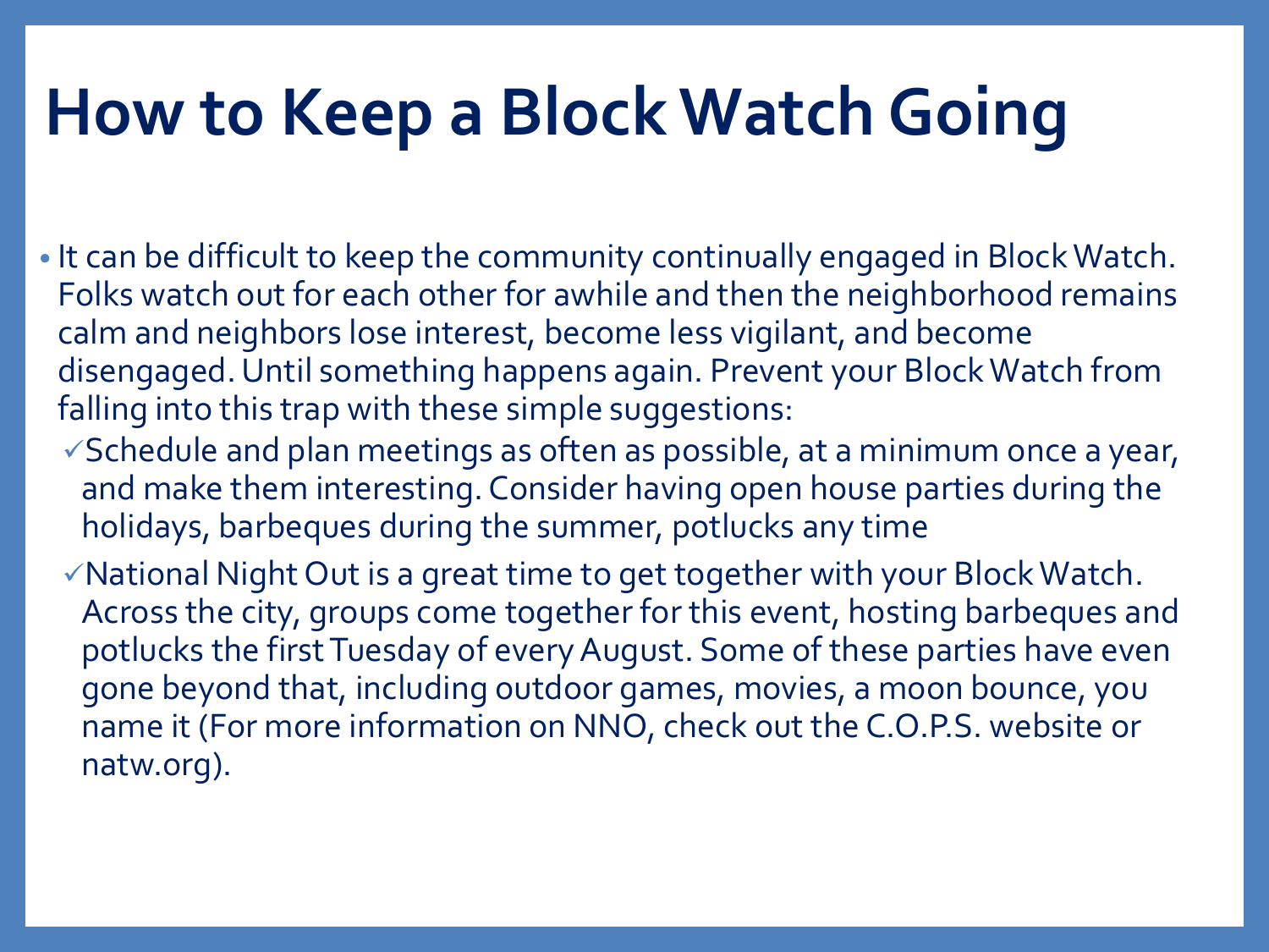# How to Keep a Block Watch Going

- It can be difficult to keep the community continually engaged in Block Watch. Folks watch out for each other for awhile and then the neighborhood remains calm and neighbors lose interest, become less vigilant, and become disengaged. Until something happens again. Prevent your Block Watch from falling into this trap with these simple suggestions:
  - ✓ Schedule and plan meetings as often as possible, at a minimum once a year, and make them interesting. Consider having open house parties during the holidays, barbeques during the summer, potlucks any time
  - ✓ National Night Out is a great time to get together with your Block Watch. Across the city, groups come together for this event, hosting barbeques and potlucks the first Tuesday of every August. Some of these parties have even gone beyond that, including outdoor games, movies, a moon bounce, you name it (For more information on NNO, check out the C.O.P.S. website or natw.org).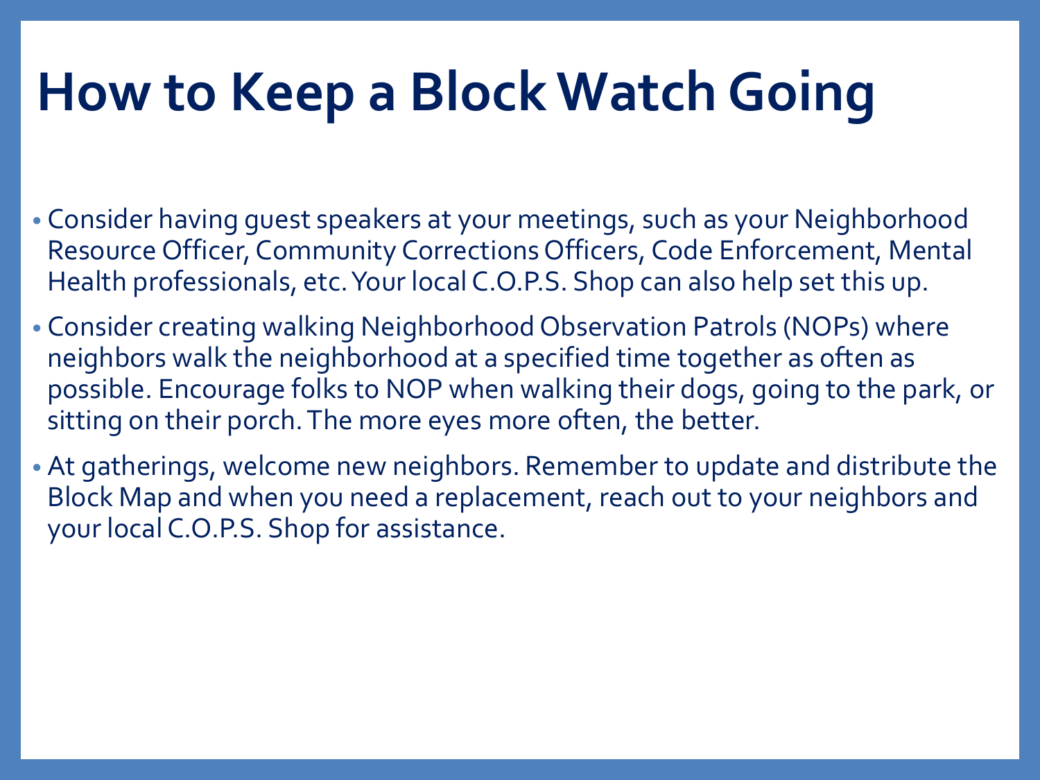# How to Keep a Block Watch Going

- Consider having guest speakers at your meetings, such as your Neighborhood Resource Officer, Community Corrections Officers, Code Enforcement, Mental Health professionals, etc. Your local C.O.P.S. Shop can also help set this up.
- Consider creating walking Neighborhood Observation Patrols (NOPs) where neighbors walk the neighborhood at a specified time together as often as possible. Encourage folks to NOP when walking their dogs, going to the park, or sitting on their porch. The more eyes more often, the better.
- At gatherings, welcome new neighbors. Remember to update and distribute the Block Map and when you need a replacement, reach out to your neighbors and your local C.O.P.S. Shop for assistance.